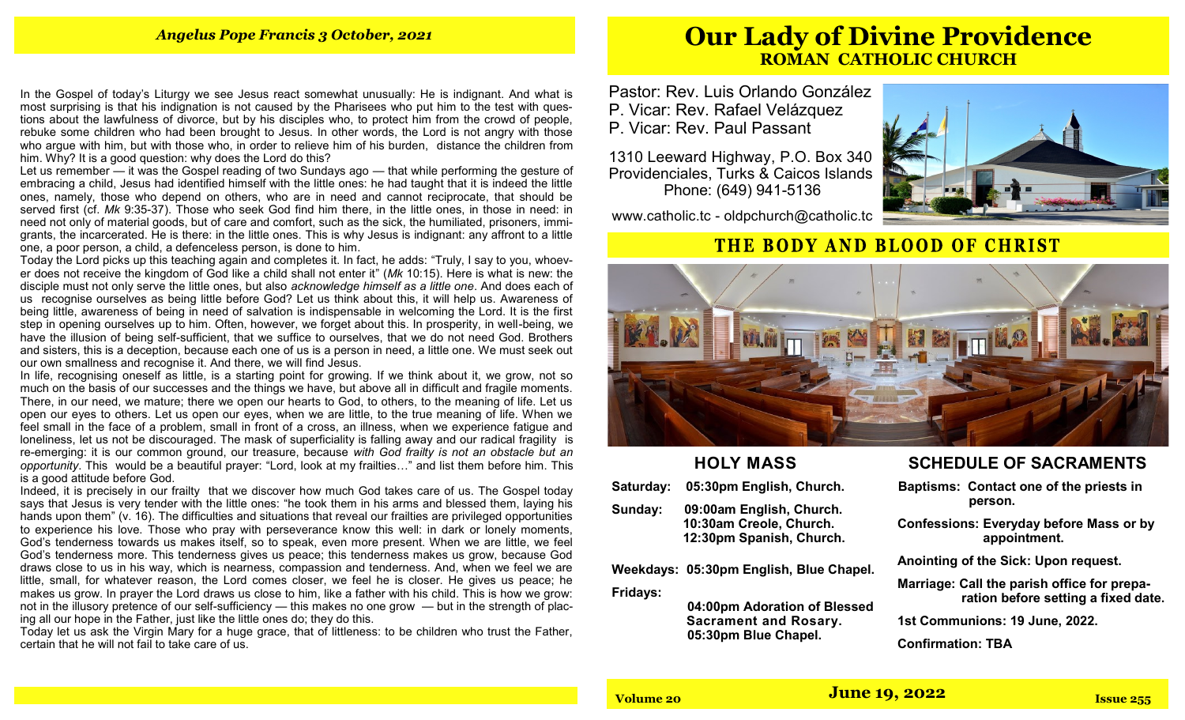## *Angelus Pope Francis 3 October, 2021*

In the Gospel of today's Liturgy we see Jesus react somewhat unusually: He is indignant. And what is most surprising is that his indignation is not caused by the Pharisees who put him to the test with questions about the lawfulness of divorce, but by his disciples who, to protect him from the crowd of people, rebuke some children who had been brought to Jesus. In other words, the Lord is not angry with those who argue with him, but with those who, in order to relieve him of his burden, distance the children from him. Why? It is a good question: why does the Lord do this?

Let us remember — it was the Gospel reading of two Sundays ago — that while performing the gesture of embracing a child, Jesus had identified himself with the little ones: he had taught that it is indeed the little ones, namely, those who depend on others, who are in need and cannot reciprocate, that should be served first (cf. *Mk* 9:35-37). Those who seek God find him there, in the little ones, in those in need: in need not only of material goods, but of care and comfort, such as the sick, the humiliated, prisoners, immigrants, the incarcerated. He is there: in the little ones. This is why Jesus is indignant: any affront to a little one, a poor person, a child, a defenceless person, is done to him.

Today the Lord picks up this teaching again and completes it. In fact, he adds: "Truly, I say to you, whoever does not receive the kingdom of God like a child shall not enter it" (*Mk* 10:15). Here is what is new: the disciple must not only serve the little ones, but also *acknowledge himself as a little one*. And does each of us recognise ourselves as being little before God? Let us think about this, it will help us. Awareness of being little, awareness of being in need of salvation is indispensable in welcoming the Lord. It is the first step in opening ourselves up to him. Often, however, we forget about this. In prosperity, in well-being, we have the illusion of being self-sufficient, that we suffice to ourselves, that we do not need God. Brothers and sisters, this is a deception, because each one of us is a person in need, a little one. We must seek out our own smallness and recognise it. And there, we will find Jesus.

In life, recognising oneself as little, is a starting point for growing. If we think about it, we grow, not so much on the basis of our successes and the things we have, but above all in difficult and fragile moments. There, in our need, we mature; there we open our hearts to God, to others, to the meaning of life. Let us open our eyes to others. Let us open our eyes, when we are little, to the true meaning of life. When we feel small in the face of a problem, small in front of a cross, an illness, when we experience fatigue and loneliness, let us not be discouraged. The mask of superficiality is falling away and our radical fragility is re-emerging: it is our common ground, our treasure, because *with God frailty is not an obstacle but an opportunity*. This would be a beautiful prayer: "Lord, look at my frailties…" and list them before him. This is a good attitude before God.

Indeed, it is precisely in our frailty that we discover how much God takes care of us. The Gospel today says that Jesus is very tender with the little ones: "he took them in his arms and blessed them, laying his hands upon them" (v. 16). The difficulties and situations that reveal our frailties are privileged opportunities to experience his love. Those who pray with perseverance know this well: in dark or lonely moments, God's tenderness towards us makes itself, so to speak, even more present. When we are little, we feel God's tenderness more. This tenderness gives us peace; this tenderness makes us grow, because God draws close to us in his way, which is nearness, compassion and tenderness. And, when we feel we are little, small, for whatever reason, the Lord comes closer, we feel he is closer. He gives us peace; he makes us grow. In prayer the Lord draws us close to him, like a father with his child. This is how we grow: not in the illusory pretence of our self-sufficiency — this makes no one grow — but in the strength of placing all our hope in the Father, just like the little ones do; they do this.

Today let us ask the Virgin Mary for a huge grace, that of littleness: to be children who trust the Father, certain that he will not fail to take care of us.

# Our Lady of Divine Providence
## ROMAN CATHOLIC CHURCH

Pastor: Rev. Luis Orlando González
P. Vicar: Rev. Rafael Velázquez
P. Vicar: Rev. Paul Passant

1310 Leeward Highway, P.O. Box 340
Providenciales, Turks & Caicos Islands
Phone: (649) 941-5136

www.catholic.tc - oldpchurch@catholic.tc

## THE BODY AND BLOOD OF CHRIST

### HOLY MASS

**Saturday:** 05:30pm English, Church.

**Sunday:** 09:00am English, Church.
10:30am Creole, Church.
12:30pm Spanish, Church.

**Weekdays:** 05:30pm English, Blue Chapel.

**Fridays:**
04:00pm Adoration of Blessed Sacrament and Rosary.
05:30pm Blue Chapel.

### SCHEDULE OF SACRAMENTS

**Baptisms:** Contact one of the priests in person.

**Confessions:** Everyday before Mass or by appointment.

**Anointing of the Sick:** Upon request.

**Marriage:** Call the parish office for preparation before setting a fixed date.

**1st Communions:** 19 June, 2022.

**Confirmation:** TBA

June 19, 2022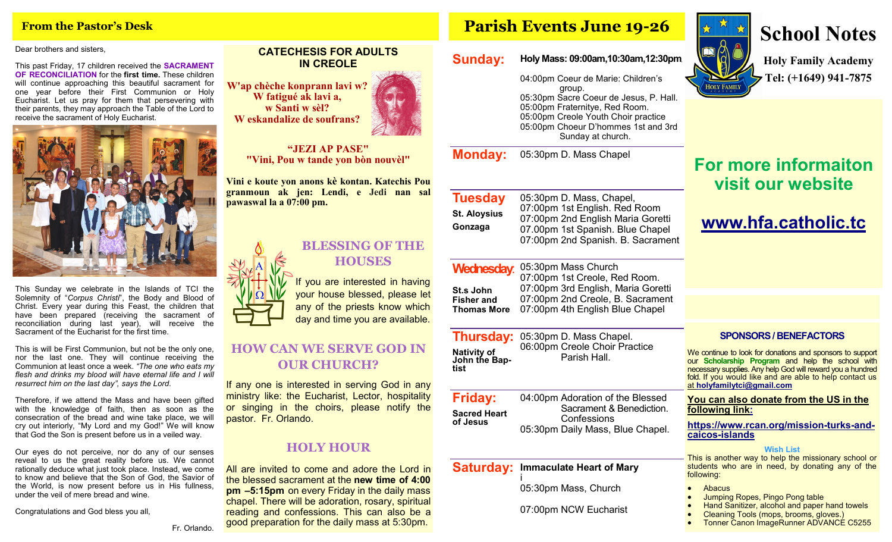## From the Pastor's Desk

Dear brothers and sisters,

This past Friday, 17 children received the **SACRAMENT OF RECONCILIATION** for the **first time.** These children will continue approaching this beautiful sacrament for one year before their First Communion or Holy Eucharist. Let us pray for them that persevering with their parents, they may approach the Table of the Lord to receive the sacrament of Holy Eucharist.

This Sunday we celebrate in the Islands of TCI the Solemnity of "*Corpus Christi*", the Body and Blood of Christ. Every year during this Feast, the children that have been prepared (receiving the sacrament of reconciliation during last year), will receive the Sacrament of the Eucharist for the first time.

This is will be First Communion, but not be the only one, nor the last one. They will continue receiving the Communion at least once a week. *"The one who eats my flesh and drinks my blood will have eternal life and I will resurrect him on the last day", says the Lord.*

Therefore, if we attend the Mass and have been gifted with the knowledge of faith, then as soon as the consecration of the bread and wine take place, we will cry out interiorly, "My Lord and my God!" We will know that God the Son is present before us in a veiled way.

Our eyes do not perceive, nor do any of our senses reveal to us the great reality before us. We cannot rationally deduce what just took place. Instead, we come to know and believe that the Son of God, the Savior of the World, is now present before us in His fullness, under the veil of mere bread and wine.

Congratulations and God bless you all,

Fr. Orlando.

## CATECHESIS FOR ADULTS IN CREOLE

**W'ap chèche konprann lavi w?**
**W fatigué ak lavi a,**
**w Santi w sèl?**
**W eskandalize de soufrans?**

**"JEZI AP PASE"**
**"Vini, Pou w tande yon bòn nouvèl"**

**Vini e koute yon anons kè kontan. Katechis Pou granmoun ak jen: Lendi, e Jedi nan sal pawaswal la a 07:00 pm.**

## BLESSING OF THE HOUSES

If you are interested in having your house blessed, please let any of the priests know which day and time you are available.

## HOW CAN WE SERVE GOD IN OUR CHURCH?

If any one is interested in serving God in any ministry like: the Eucharist, Lector, hospitality or singing in the choirs, please notify the pastor. Fr. Orlando.

## HOLY HOUR

All are invited to come and adore the Lord in the blessed sacrament at the **new time of 4:00 pm –5:15pm** on every Friday in the daily mass chapel. There will be adoration, rosary, spiritual reading and confessions. This can also be a good preparation for the daily mass at 5:30pm.

## Parish Events June 19-26

**Sunday:**
**Holy Mass: 09:00am,10:30am,12:30pm**
04:00pm Coeur de Marie: Children's group.
05:30pm Sacre Coeur de Jesus, P. Hall.
05:00pm Fraternitye, Red Room.
05:00pm Creole Youth Choir practice
05:00pm Choeur D'hommes 1st and 3rd Sunday at church.

**Monday:**
05:30pm D. Mass Chapel

**Tuesday**
**St. Aloysius Gonzaga**
05:30pm D. Mass, Chapel,
07:00pm 1st English. Red Room
07:00pm 2nd English Maria Goretti
07.00pm 1st Spanish. Blue Chapel
07:00pm 2nd Spanish. B. Sacrament

**Wednesday:**
**St.s John Fisher and Thomas More**
05:30pm Mass Church
07:00pm 1st Creole, Red Room.
07:00pm 3rd English, Maria Goretti
07:00pm 2nd Creole, B. Sacrament
07:00pm 4th English Blue Chapel

**Thursday:**
**Nativity of John the Baptist**
05:30pm D. Mass Chapel.
06:00pm Creole Choir Practice Parish Hall.

**Friday:**
**Sacred Heart of Jesus**
04:00pm Adoration of the Blessed Sacrament & Benediction. Confessions
05:30pm Daily Mass, Blue Chapel.

**Saturday:**
**Immaculate Heart of Mary**
i
05:30pm Mass, Church

07:00pm NCW Eucharist

# School Notes

**Holy Family Academy**
**Tel: (+1649) 941-7875**

## For more informaiton visit our website

## www.hfa.catholic.tc

### SPONSORS / BENEFACTORS

We continue to look for donations and sponsors to support our **Scholarship Program** and help the school with necessary supplies. Any help God will reward you a hundred fold. If you would like and are able to help contact us at **holyfamilytci@gmail.com**

**You can also donate from the US in the following link:**

**https://www.rcan.org/mission-turks-and-caicos-islands**

**Wish List**

This is another way to help the missionary school or students who are in need, by donating any of the following:

- Abacus
- Jumping Ropes, Pingo Pong table
- Hand Sanitizer, alcohol and paper hand towels
- Cleaning Tools (mops, brooms, gloves.)
- Tonner Canon ImageRunner ADVANCE C5255